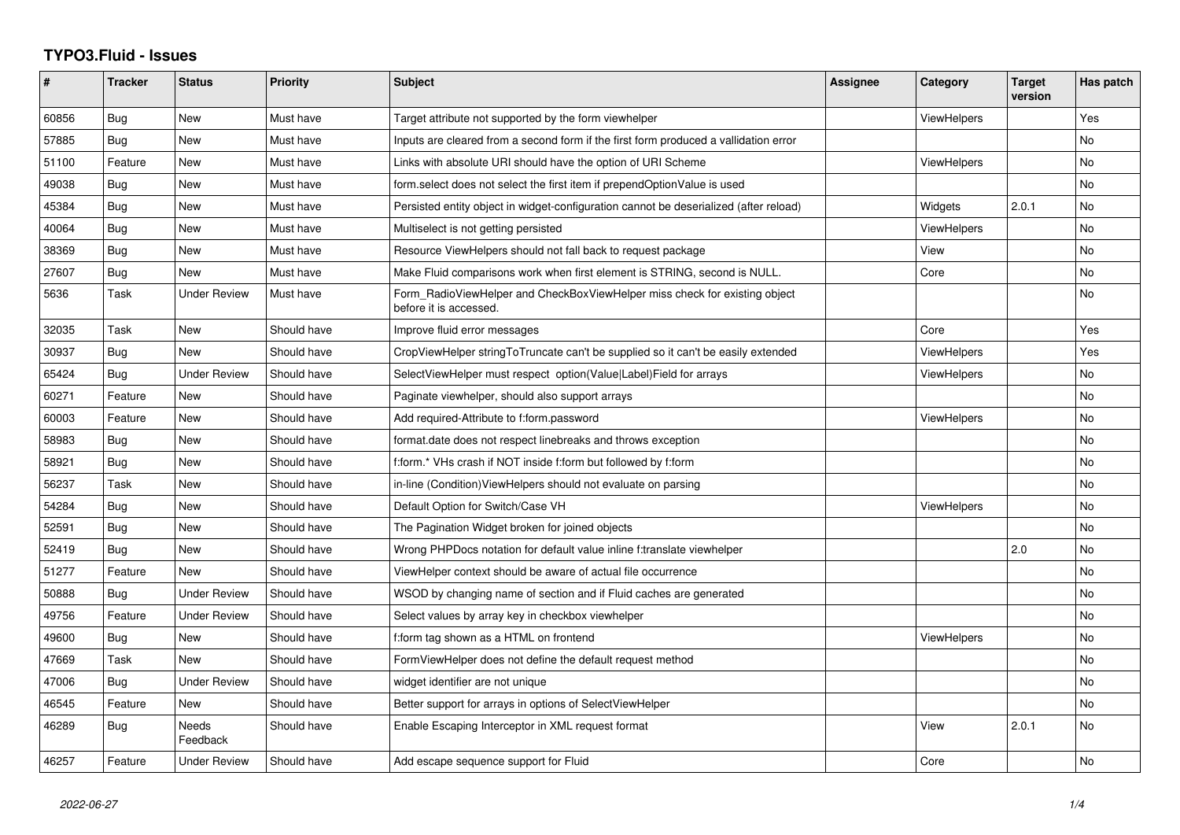# TYPO3.Fluid - Issues

| # | Tracker | Status | Priority | Subject | Assignee | Category | Target version | Has patch |
|---|---|---|---|---|---|---|---|---|
| 60856 | Bug | New | Must have | Target attribute not supported by the form viewhelper | | ViewHelpers | | Yes |
| 57885 | Bug | New | Must have | Inputs are cleared from a second form if the first form produced a vallidation error | | | | No |
| 51100 | Feature | New | Must have | Links with absolute URI should have the option of URI Scheme | | ViewHelpers | | No |
| 49038 | Bug | New | Must have | form.select does not select the first item if prependOptionValue is used | | | | No |
| 45384 | Bug | New | Must have | Persisted entity object in widget-configuration cannot be deserialized (after reload) | | Widgets | 2.0.1 | No |
| 40064 | Bug | New | Must have | Multiselect is not getting persisted | | ViewHelpers | | No |
| 38369 | Bug | New | Must have | Resource ViewHelpers should not fall back to request package | | View | | No |
| 27607 | Bug | New | Must have | Make Fluid comparisons work when first element is STRING, second is NULL. | | Core | | No |
| 5636 | Task | Under Review | Must have | Form_RadioViewHelper and CheckBoxViewHelper miss check for existing object before it is accessed. | | | | No |
| 32035 | Task | New | Should have | Improve fluid error messages | | Core | | Yes |
| 30937 | Bug | New | Should have | CropViewHelper stringToTruncate can't be supplied so it can't be easily extended | | ViewHelpers | | Yes |
| 65424 | Bug | Under Review | Should have | SelectViewHelper must respect option(Value\|Label)Field for arrays | | ViewHelpers | | No |
| 60271 | Feature | New | Should have | Paginate viewhelper, should also support arrays | | | | No |
| 60003 | Feature | New | Should have | Add required-Attribute to f:form.password | | ViewHelpers | | No |
| 58983 | Bug | New | Should have | format.date does not respect linebreaks and throws exception | | | | No |
| 58921 | Bug | New | Should have | f:form.* VHs crash if NOT inside f:form but followed by f:form | | | | No |
| 56237 | Task | New | Should have | in-line (Condition)ViewHelpers should not evaluate on parsing | | | | No |
| 54284 | Bug | New | Should have | Default Option for Switch/Case VH | | ViewHelpers | | No |
| 52591 | Bug | New | Should have | The Pagination Widget broken for joined objects | | | | No |
| 52419 | Bug | New | Should have | Wrong PHPDocs notation for default value inline f:translate viewhelper | | | 2.0 | No |
| 51277 | Feature | New | Should have | ViewHelper context should be aware of actual file occurrence | | | | No |
| 50888 | Bug | Under Review | Should have | WSOD by changing name of section and if Fluid caches are generated | | | | No |
| 49756 | Feature | Under Review | Should have | Select values by array key in checkbox viewhelper | | | | No |
| 49600 | Bug | New | Should have | f:form tag shown as a HTML on frontend | | ViewHelpers | | No |
| 47669 | Task | New | Should have | FormViewHelper does not define the default request method | | | | No |
| 47006 | Bug | Under Review | Should have | widget identifier are not unique | | | | No |
| 46545 | Feature | New | Should have | Better support for arrays in options of SelectViewHelper | | | | No |
| 46289 | Bug | Needs Feedback | Should have | Enable Escaping Interceptor in XML request format | | View | 2.0.1 | No |
| 46257 | Feature | Under Review | Should have | Add escape sequence support for Fluid | | Core | | No |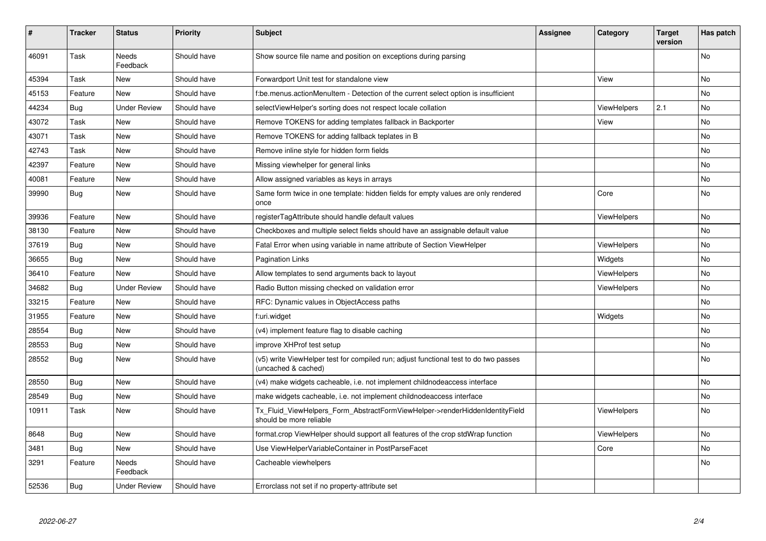| # | Tracker | Status | Priority | Subject | Assignee | Category | Target version | Has patch |
|---|---|---|---|---|---|---|---|---|
| 46091 | Task | Needs Feedback | Should have | Show source file name and position on exceptions during parsing | | | | No |
| 45394 | Task | New | Should have | Forwardport Unit test for standalone view | | View | | No |
| 45153 | Feature | New | Should have | f:be.menus.actionMenuItem - Detection of the current select option is insufficient | | | | No |
| 44234 | Bug | Under Review | Should have | selectViewHelper's sorting does not respect locale collation | | ViewHelpers | 2.1 | No |
| 43072 | Task | New | Should have | Remove TOKENS for adding templates fallback in Backporter | | View | | No |
| 43071 | Task | New | Should have | Remove TOKENS for adding fallback teplates in B | | | | No |
| 42743 | Task | New | Should have | Remove inline style for hidden form fields | | | | No |
| 42397 | Feature | New | Should have | Missing viewhelper for general links | | | | No |
| 40081 | Feature | New | Should have | Allow assigned variables as keys in arrays | | | | No |
| 39990 | Bug | New | Should have | Same form twice in one template: hidden fields for empty values are only rendered once | | Core | | No |
| 39936 | Feature | New | Should have | registerTagAttribute should handle default values | | ViewHelpers | | No |
| 38130 | Feature | New | Should have | Checkboxes and multiple select fields should have an assignable default value | | | | No |
| 37619 | Bug | New | Should have | Fatal Error when using variable in name attribute of Section ViewHelper | | ViewHelpers | | No |
| 36655 | Bug | New | Should have | Pagination Links | | Widgets | | No |
| 36410 | Feature | New | Should have | Allow templates to send arguments back to layout | | ViewHelpers | | No |
| 34682 | Bug | Under Review | Should have | Radio Button missing checked on validation error | | ViewHelpers | | No |
| 33215 | Feature | New | Should have | RFC: Dynamic values in ObjectAccess paths | | | | No |
| 31955 | Feature | New | Should have | f:uri.widget | | Widgets | | No |
| 28554 | Bug | New | Should have | (v4) implement feature flag to disable caching | | | | No |
| 28553 | Bug | New | Should have | improve XHProf test setup | | | | No |
| 28552 | Bug | New | Should have | (v5) write ViewHelper test for compiled run; adjust functional test to do two passes (uncached & cached) | | | | No |
| 28550 | Bug | New | Should have | (v4) make widgets cacheable, i.e. not implement childnodeaccess interface | | | | No |
| 28549 | Bug | New | Should have | make widgets cacheable, i.e. not implement childnodeaccess interface | | | | No |
| 10911 | Task | New | Should have | Tx_Fluid_ViewHelpers_Form_AbstractFormViewHelper->renderHiddenIdentityField should be more reliable | | ViewHelpers | | No |
| 8648 | Bug | New | Should have | format.crop ViewHelper should support all features of the crop stdWrap function | | ViewHelpers | | No |
| 3481 | Bug | New | Should have | Use ViewHelperVariableContainer in PostParseFacet | | Core | | No |
| 3291 | Feature | Needs Feedback | Should have | Cacheable viewhelpers | | | | No |
| 52536 | Bug | Under Review | Should have | Errorclass not set if no property-attribute set | | | | |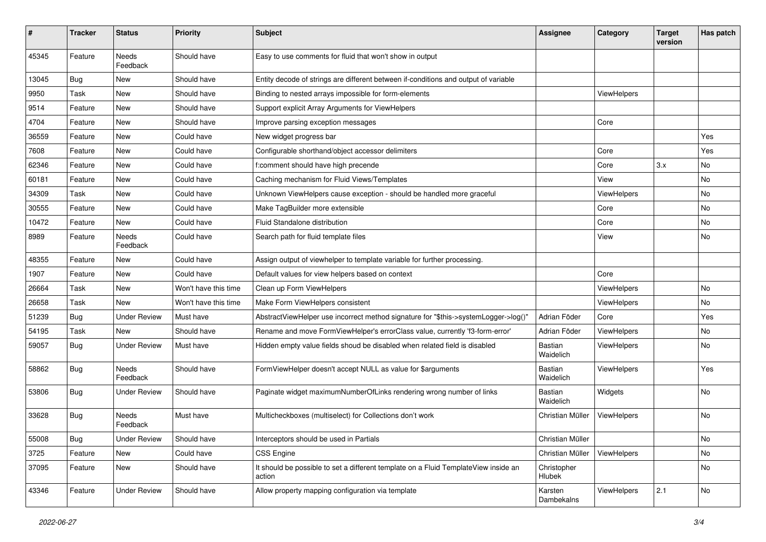| # | Tracker | Status | Priority | Subject | Assignee | Category | Target version | Has patch |
|---|---|---|---|---|---|---|---|---|
| 45345 | Feature | Needs Feedback | Should have | Easy to use comments for fluid that won't show in output | | | | |
| 13045 | Bug | New | Should have | Entity decode of strings are different between if-conditions and output of variable | | | | |
| 9950 | Task | New | Should have | Binding to nested arrays impossible for form-elements | | ViewHelpers | | |
| 9514 | Feature | New | Should have | Support explicit Array Arguments for ViewHelpers | | | | |
| 4704 | Feature | New | Should have | Improve parsing exception messages | | Core | | |
| 36559 | Feature | New | Could have | New widget progress bar | | | | Yes |
| 7608 | Feature | New | Could have | Configurable shorthand/object accessor delimiters | | Core | | Yes |
| 62346 | Feature | New | Could have | f:comment should have high precende | | Core | 3.x | No |
| 60181 | Feature | New | Could have | Caching mechanism for Fluid Views/Templates | | View | | No |
| 34309 | Task | New | Could have | Unknown ViewHelpers cause exception - should be handled more graceful | | ViewHelpers | | No |
| 30555 | Feature | New | Could have | Make TagBuilder more extensible | | Core | | No |
| 10472 | Feature | New | Could have | Fluid Standalone distribution | | Core | | No |
| 8989 | Feature | Needs Feedback | Could have | Search path for fluid template files | | View | | No |
| 48355 | Feature | New | Could have | Assign output of viewhelper to template variable for further processing. | | | | |
| 1907 | Feature | New | Could have | Default values for view helpers based on context | | Core | | |
| 26664 | Task | New | Won't have this time | Clean up Form ViewHelpers | | ViewHelpers | | No |
| 26658 | Task | New | Won't have this time | Make Form ViewHelpers consistent | | ViewHelpers | | No |
| 51239 | Bug | Under Review | Must have | AbstractViewHelper use incorrect method signature for "$this->systemLogger->log()" | Adrian Föder | Core | | Yes |
| 54195 | Task | New | Should have | Rename and move FormViewHelper's errorClass value, currently 'f3-form-error' | Adrian Föder | ViewHelpers | | No |
| 59057 | Bug | Under Review | Must have | Hidden empty value fields shoud be disabled when related field is disabled | Bastian Waidelich | ViewHelpers | | No |
| 58862 | Bug | Needs Feedback | Should have | FormViewHelper doesn't accept NULL as value for $arguments | Bastian Waidelich | ViewHelpers | | Yes |
| 53806 | Bug | Under Review | Should have | Paginate widget maximumNumberOfLinks rendering wrong number of links | Bastian Waidelich | Widgets | | No |
| 33628 | Bug | Needs Feedback | Must have | Multicheckboxes (multiselect) for Collections don't work | Christian Müller | ViewHelpers | | No |
| 55008 | Bug | Under Review | Should have | Interceptors should be used in Partials | Christian Müller | | | No |
| 3725 | Feature | New | Could have | CSS Engine | Christian Müller | ViewHelpers | | No |
| 37095 | Feature | New | Should have | It should be possible to set a different template on a Fluid TemplateView inside an action | Christopher Hlubek | | | No |
| 43346 | Feature | Under Review | Should have | Allow property mapping configuration via template | Karsten Dambekalns | ViewHelpers | 2.1 | No |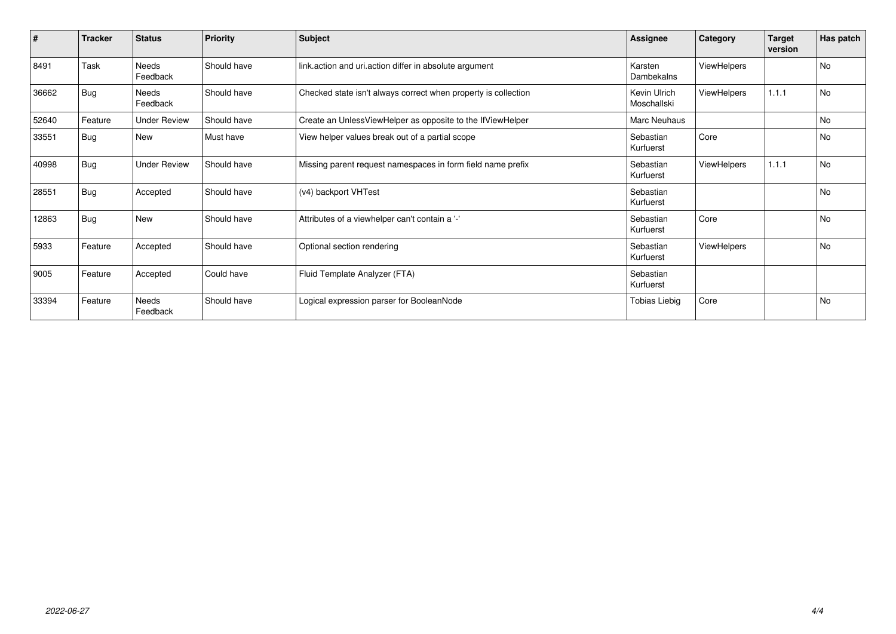| # | Tracker | Status | Priority | Subject | Assignee | Category | Target version | Has patch |
|---|---|---|---|---|---|---|---|---|
| 8491 | Task | Needs Feedback | Should have | link.action and uri.action differ in absolute argument | Karsten Dambekalns | ViewHelpers | | No |
| 36662 | Bug | Needs Feedback | Should have | Checked state isn't always correct when property is collection | Kevin Ulrich Moschallski | ViewHelpers | 1.1.1 | No |
| 52640 | Feature | Under Review | Should have | Create an UnlessViewHelper as opposite to the IfViewHelper | Marc Neuhaus | | | No |
| 33551 | Bug | New | Must have | View helper values break out of a partial scope | Sebastian Kurfuerst | Core | | No |
| 40998 | Bug | Under Review | Should have | Missing parent request namespaces in form field name prefix | Sebastian Kurfuerst | ViewHelpers | 1.1.1 | No |
| 28551 | Bug | Accepted | Should have | (v4) backport VHTest | Sebastian Kurfuerst | | | No |
| 12863 | Bug | New | Should have | Attributes of a viewhelper can't contain a '-' | Sebastian Kurfuerst | Core | | No |
| 5933 | Feature | Accepted | Should have | Optional section rendering | Sebastian Kurfuerst | ViewHelpers | | No |
| 9005 | Feature | Accepted | Could have | Fluid Template Analyzer (FTA) | Sebastian Kurfuerst | | | |
| 33394 | Feature | Needs Feedback | Should have | Logical expression parser for BooleanNode | Tobias Liebig | Core | | No |

*2022-06-27*